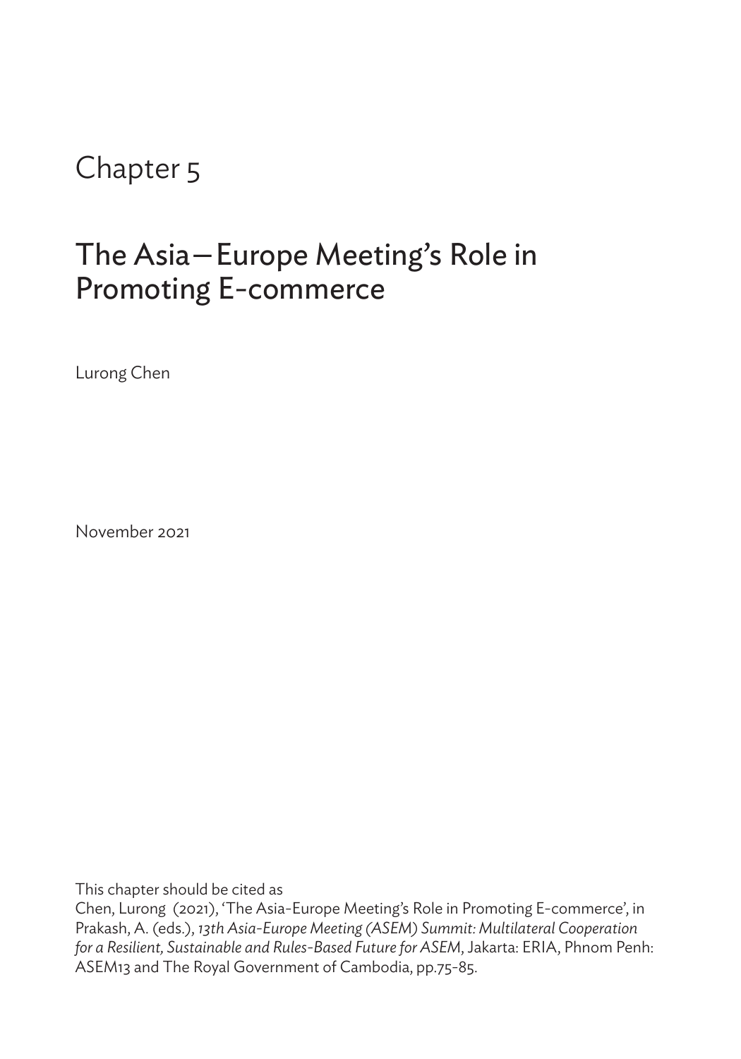# Chapter 5

# The Asia—Europe Meeting's Role in Promoting E-commerce

Lurong Chen

November 2021

This chapter should be cited as

Chen, Lurong (2021), 'The Asia-Europe Meeting's Role in Promoting E-commerce', in Prakash, A. (eds.), *13th Asia-Europe Meeting (ASEM) Summit: Multilateral Cooperation for a Resilient, Sustainable and Rules-Based Future for ASEM*, Jakarta: ERIA, Phnom Penh: ASEM13 and The Royal Government of Cambodia, pp.75-85.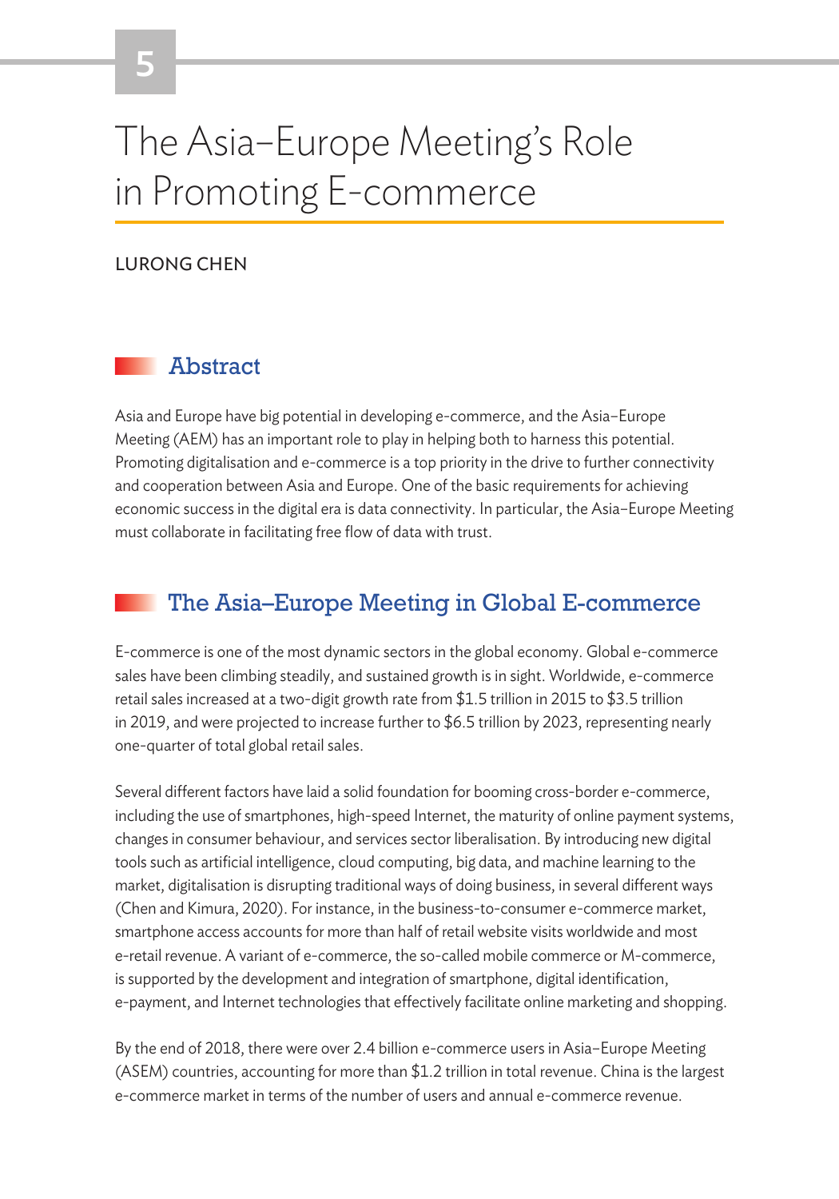# 5

# The Asia–Europe Meeting's Role in Promoting E-commerce

LURONG CHEN

## Abstract

Asia and Europe have big potential in developing e-commerce, and the Asia–Europe Meeting (AEM) has an important role to play in helping both to harness this potential. Promoting digitalisation and e-commerce is a top priority in the drive to further connectivity and cooperation between Asia and Europe. One of the basic requirements for achieving economic success in the digital era is data connectivity. In particular, the Asia–Europe Meeting must collaborate in facilitating free flow of data with trust.

## The Asia–Europe Meeting in Global E-commerce

E-commerce is one of the most dynamic sectors in the global economy. Global e-commerce sales have been climbing steadily, and sustained growth is in sight. Worldwide, e-commerce retail sales increased at a two-digit growth rate from $1.5 trillion in 2015 to $3.5 trillion in 2019, and were projected to increase further to $6.5 trillion by 2023, representing nearly one-quarter of total global retail sales.

Several different factors have laid a solid foundation for booming cross-border e-commerce, including the use of smartphones, high-speed Internet, the maturity of online payment systems, changes in consumer behaviour, and services sector liberalisation. By introducing new digital tools such as artificial intelligence, cloud computing, big data, and machine learning to the market, digitalisation is disrupting traditional ways of doing business, in several different ways (Chen and Kimura, 2020). For instance, in the business-to-consumer e-commerce market, smartphone access accounts for more than half of retail website visits worldwide and most e-retail revenue. A variant of e-commerce, the so-called mobile commerce or M-commerce, is supported by the development and integration of smartphone, digital identification, e-payment, and Internet technologies that effectively facilitate online marketing and shopping.

By the end of 2018, there were over 2.4 billion e-commerce users in Asia–Europe Meeting (ASEM) countries, accounting for more than $1.2 trillion in total revenue. China is the largest e-commerce market in terms of the number of users and annual e-commerce revenue.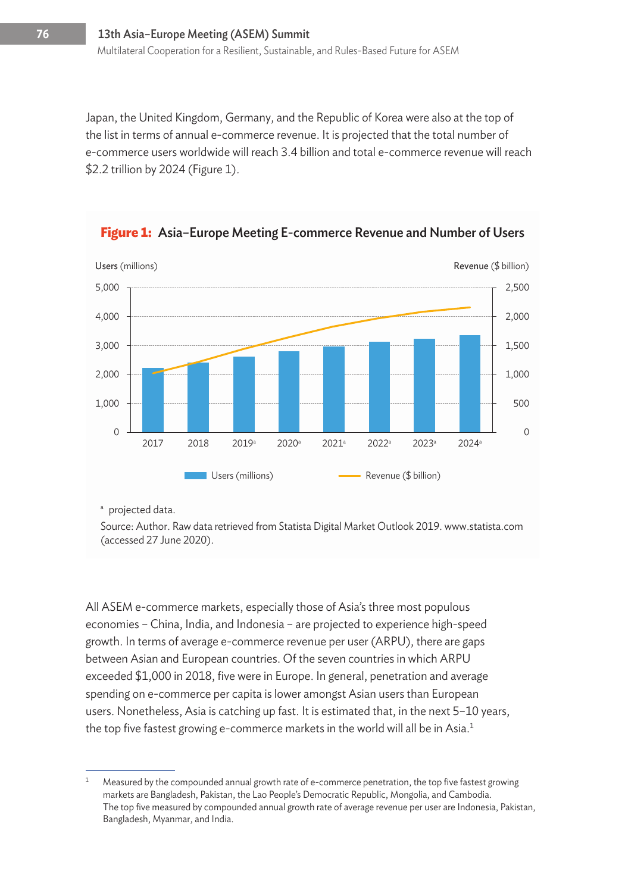Japan, the United Kingdom, Germany, and the Republic of Korea were also at the top of the list in terms of annual e-commerce revenue. It is projected that the total number of e-commerce users worldwide will reach 3.4 billion and total e-commerce revenue will reach $2.2 trillion by 2024 (Figure 1).

**Figure 1: Asia–Europe Meeting E-commerce Revenue and Number of Users**

[a] projected data.

Source: Author. Raw data retrieved from Statista Digital Market Outlook 2019. www.statista.com (accessed 27 June 2020).

All ASEM e-commerce markets, especially those of Asia's three most populous economies – China, India, and Indonesia – are projected to experience high-speed growth. In terms of average e-commerce revenue per user (ARPU), there are gaps between Asian and European countries. Of the seven countries in which ARPU exceeded $1,000 in 2018, five were in Europe. In general, penetration and average spending on e-commerce per capita is lower amongst Asian users than European users. Nonetheless, Asia is catching up fast. It is estimated that, in the next 5–10 years, the top five fastest growing e-commerce markets in the world will all be in Asia.[1]

[1] Measured by the compounded annual growth rate of e-commerce penetration, the top five fastest growing markets are Bangladesh, Pakistan, the Lao People's Democratic Republic, Mongolia, and Cambodia. The top five measured by compounded annual growth rate of average revenue per user are Indonesia, Pakistan, Bangladesh, Myanmar, and India.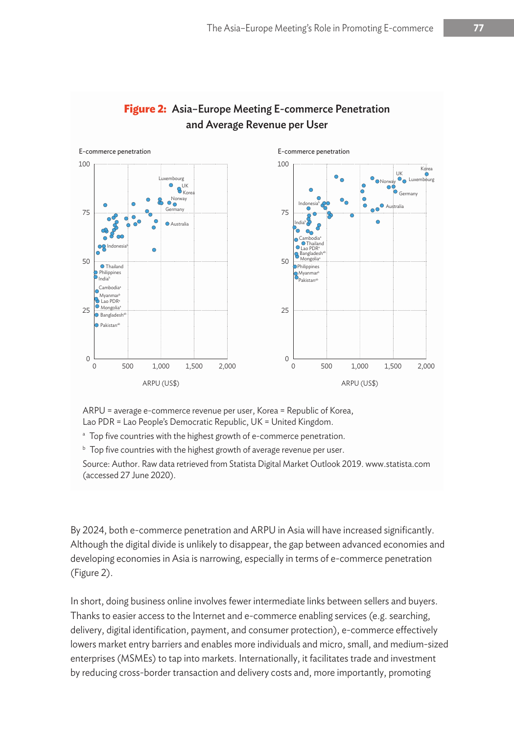**Figure 2: Asia–Europe Meeting E-commerce Penetration and Average Revenue per User**

ARPU = average e-commerce revenue per user, Korea = Republic of Korea, Lao PDR = Lao People's Democratic Republic, UK = United Kingdom.

[a] Top five countries with the highest growth of e-commerce penetration.

[b] Top five countries with the highest growth of average revenue per user.

Source: Author. Raw data retrieved from Statista Digital Market Outlook 2019. www.statista.com (accessed 27 June 2020).

By 2024, both e-commerce penetration and ARPU in Asia will have increased significantly. Although the digital divide is unlikely to disappear, the gap between advanced economies and developing economies in Asia is narrowing, especially in terms of e-commerce penetration (Figure 2).

In short, doing business online involves fewer intermediate links between sellers and buyers. Thanks to easier access to the Internet and e-commerce enabling services (e.g. searching, delivery, digital identification, payment, and consumer protection), e-commerce effectively lowers market entry barriers and enables more individuals and micro, small, and medium-sized enterprises (MSMEs) to tap into markets. Internationally, it facilitates trade and investment by reducing cross-border transaction and delivery costs and, more importantly, promoting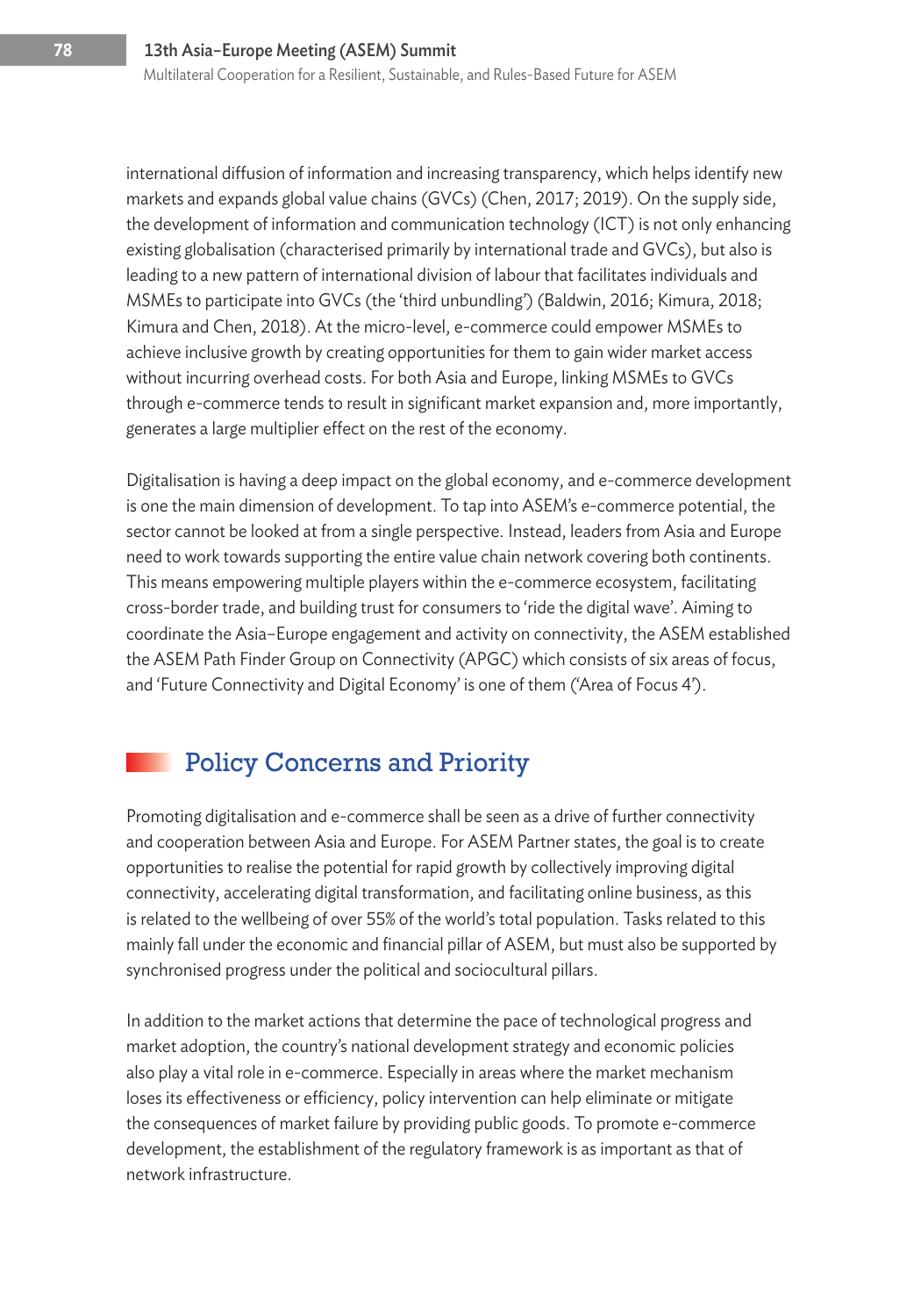international diffusion of information and increasing transparency, which helps identify new markets and expands global value chains (GVCs) (Chen, 2017; 2019). On the supply side, the development of information and communication technology (ICT) is not only enhancing existing globalisation (characterised primarily by international trade and GVCs), but also is leading to a new pattern of international division of labour that facilitates individuals and MSMEs to participate into GVCs (the 'third unbundling') (Baldwin, 2016; Kimura, 2018; Kimura and Chen, 2018). At the micro-level, e-commerce could empower MSMEs to achieve inclusive growth by creating opportunities for them to gain wider market access without incurring overhead costs. For both Asia and Europe, linking MSMEs to GVCs through e-commerce tends to result in significant market expansion and, more importantly, generates a large multiplier effect on the rest of the economy.

Digitalisation is having a deep impact on the global economy, and e-commerce development is one the main dimension of development. To tap into ASEM's e-commerce potential, the sector cannot be looked at from a single perspective. Instead, leaders from Asia and Europe need to work towards supporting the entire value chain network covering both continents. This means empowering multiple players within the e-commerce ecosystem, facilitating cross-border trade, and building trust for consumers to 'ride the digital wave'. Aiming to coordinate the Asia–Europe engagement and activity on connectivity, the ASEM established the ASEM Path Finder Group on Connectivity (APGC) which consists of six areas of focus, and 'Future Connectivity and Digital Economy' is one of them ('Area of Focus 4').

## Policy Concerns and Priority

Promoting digitalisation and e-commerce shall be seen as a drive of further connectivity and cooperation between Asia and Europe. For ASEM Partner states, the goal is to create opportunities to realise the potential for rapid growth by collectively improving digital connectivity, accelerating digital transformation, and facilitating online business, as this is related to the wellbeing of over 55% of the world's total population. Tasks related to this mainly fall under the economic and financial pillar of ASEM, but must also be supported by synchronised progress under the political and sociocultural pillars.

In addition to the market actions that determine the pace of technological progress and market adoption, the country's national development strategy and economic policies also play a vital role in e-commerce. Especially in areas where the market mechanism loses its effectiveness or efficiency, policy intervention can help eliminate or mitigate the consequences of market failure by providing public goods. To promote e-commerce development, the establishment of the regulatory framework is as important as that of network infrastructure.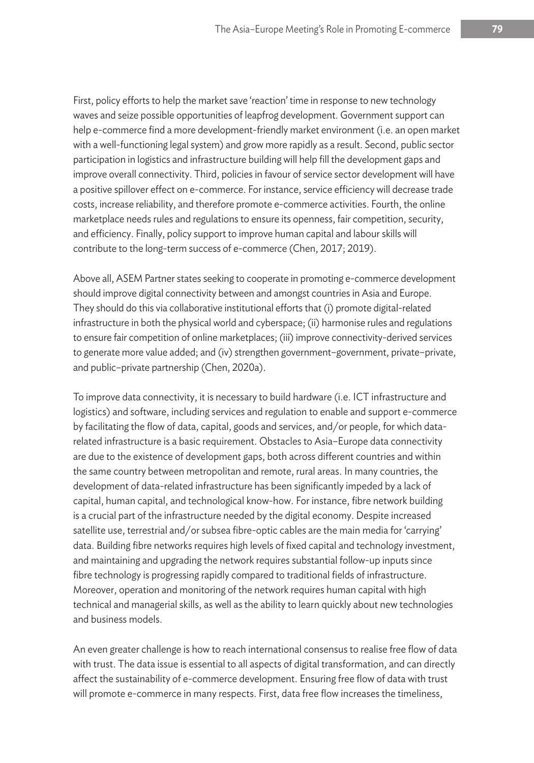First, policy efforts to help the market save 'reaction' time in response to new technology waves and seize possible opportunities of leapfrog development. Government support can help e-commerce find a more development-friendly market environment (i.e. an open market with a well-functioning legal system) and grow more rapidly as a result. Second, public sector participation in logistics and infrastructure building will help fill the development gaps and improve overall connectivity. Third, policies in favour of service sector development will have a positive spillover effect on e-commerce. For instance, service efficiency will decrease trade costs, increase reliability, and therefore promote e-commerce activities. Fourth, the online marketplace needs rules and regulations to ensure its openness, fair competition, security, and efficiency. Finally, policy support to improve human capital and labour skills will contribute to the long-term success of e-commerce (Chen, 2017; 2019).

Above all, ASEM Partner states seeking to cooperate in promoting e-commerce development should improve digital connectivity between and amongst countries in Asia and Europe. They should do this via collaborative institutional efforts that (i) promote digital-related infrastructure in both the physical world and cyberspace; (ii) harmonise rules and regulations to ensure fair competition of online marketplaces; (iii) improve connectivity-derived services to generate more value added; and (iv) strengthen government–government, private–private, and public–private partnership (Chen, 2020a).

To improve data connectivity, it is necessary to build hardware (i.e. ICT infrastructure and logistics) and software, including services and regulation to enable and support e-commerce by facilitating the flow of data, capital, goods and services, and/or people, for which data-related infrastructure is a basic requirement. Obstacles to Asia–Europe data connectivity are due to the existence of development gaps, both across different countries and within the same country between metropolitan and remote, rural areas. In many countries, the development of data-related infrastructure has been significantly impeded by a lack of capital, human capital, and technological know-how. For instance, fibre network building is a crucial part of the infrastructure needed by the digital economy. Despite increased satellite use, terrestrial and/or subsea fibre-optic cables are the main media for 'carrying' data. Building fibre networks requires high levels of fixed capital and technology investment, and maintaining and upgrading the network requires substantial follow-up inputs since fibre technology is progressing rapidly compared to traditional fields of infrastructure. Moreover, operation and monitoring of the network requires human capital with high technical and managerial skills, as well as the ability to learn quickly about new technologies and business models.

An even greater challenge is how to reach international consensus to realise free flow of data with trust. The data issue is essential to all aspects of digital transformation, and can directly affect the sustainability of e-commerce development. Ensuring free flow of data with trust will promote e-commerce in many respects. First, data free flow increases the timeliness,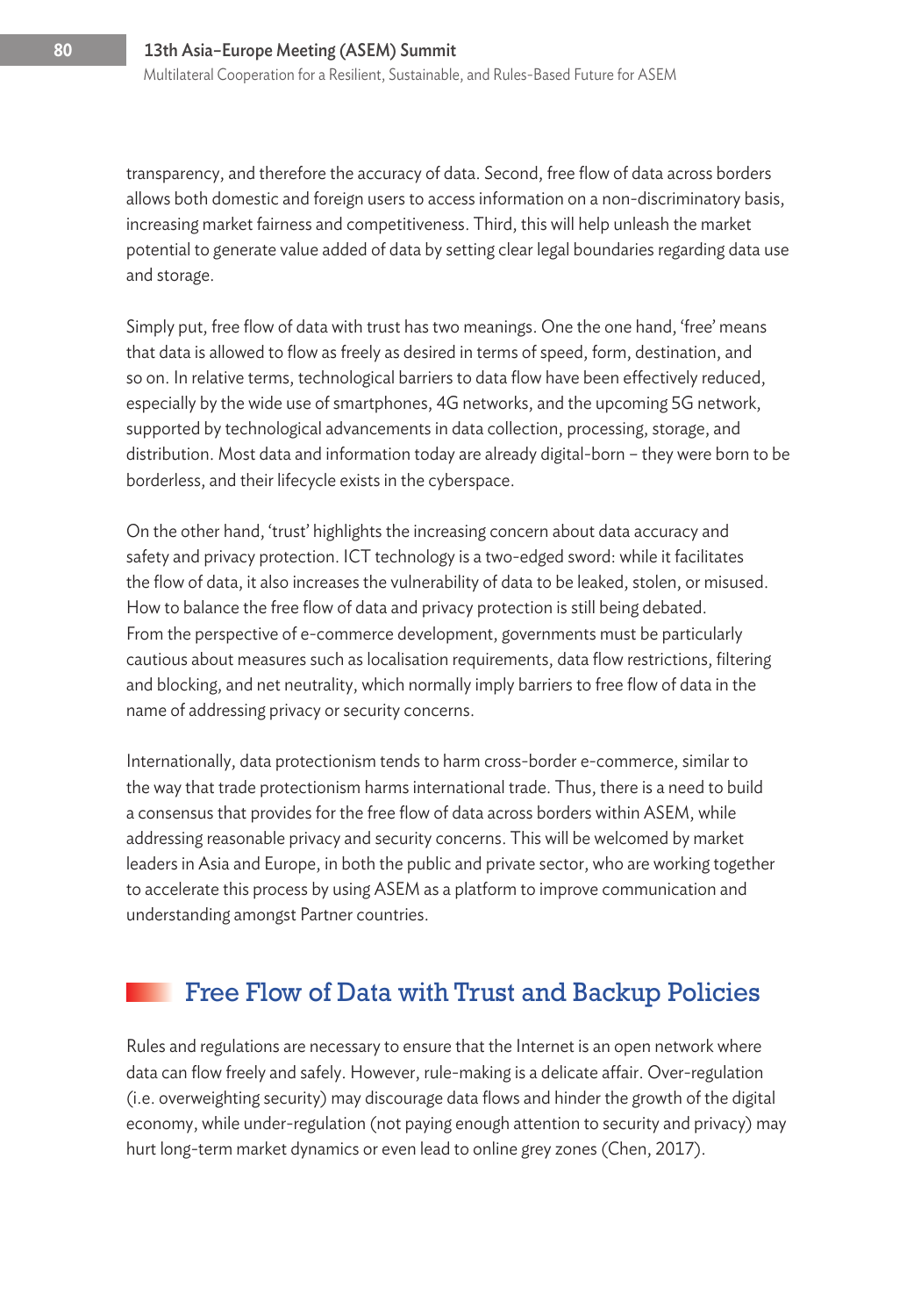transparency, and therefore the accuracy of data. Second, free flow of data across borders allows both domestic and foreign users to access information on a non-discriminatory basis, increasing market fairness and competitiveness. Third, this will help unleash the market potential to generate value added of data by setting clear legal boundaries regarding data use and storage.

Simply put, free flow of data with trust has two meanings. One the one hand, 'free' means that data is allowed to flow as freely as desired in terms of speed, form, destination, and so on. In relative terms, technological barriers to data flow have been effectively reduced, especially by the wide use of smartphones, 4G networks, and the upcoming 5G network, supported by technological advancements in data collection, processing, storage, and distribution. Most data and information today are already digital-born – they were born to be borderless, and their lifecycle exists in the cyberspace.

On the other hand, 'trust' highlights the increasing concern about data accuracy and safety and privacy protection. ICT technology is a two-edged sword: while it facilitates the flow of data, it also increases the vulnerability of data to be leaked, stolen, or misused. How to balance the free flow of data and privacy protection is still being debated. From the perspective of e-commerce development, governments must be particularly cautious about measures such as localisation requirements, data flow restrictions, filtering and blocking, and net neutrality, which normally imply barriers to free flow of data in the name of addressing privacy or security concerns.

Internationally, data protectionism tends to harm cross-border e-commerce, similar to the way that trade protectionism harms international trade. Thus, there is a need to build a consensus that provides for the free flow of data across borders within ASEM, while addressing reasonable privacy and security concerns. This will be welcomed by market leaders in Asia and Europe, in both the public and private sector, who are working together to accelerate this process by using ASEM as a platform to improve communication and understanding amongst Partner countries.

## Free Flow of Data with Trust and Backup Policies

Rules and regulations are necessary to ensure that the Internet is an open network where data can flow freely and safely. However, rule-making is a delicate affair. Over-regulation (i.e. overweighting security) may discourage data flows and hinder the growth of the digital economy, while under-regulation (not paying enough attention to security and privacy) may hurt long-term market dynamics or even lead to online grey zones (Chen, 2017).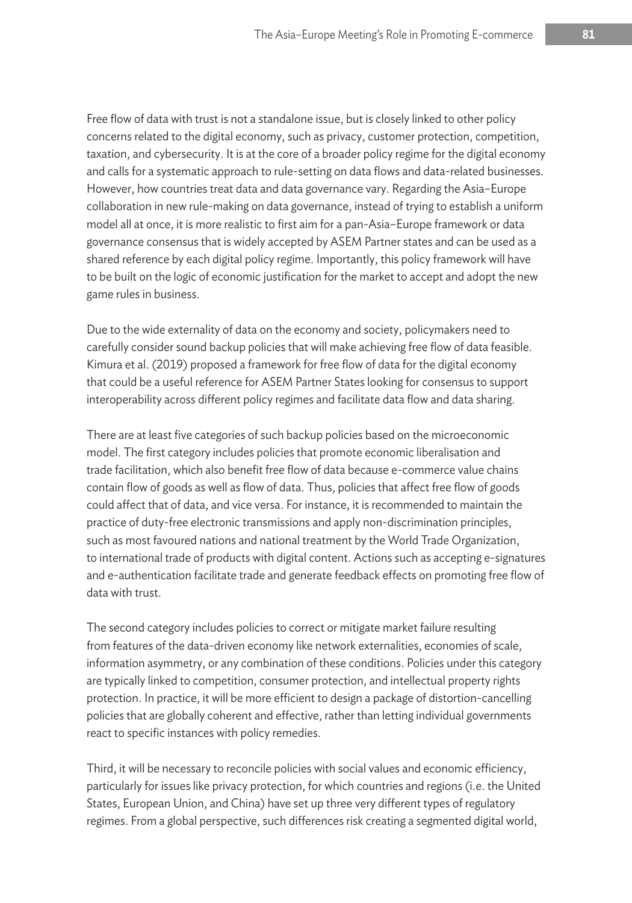Free flow of data with trust is not a standalone issue, but is closely linked to other policy concerns related to the digital economy, such as privacy, customer protection, competition, taxation, and cybersecurity. It is at the core of a broader policy regime for the digital economy and calls for a systematic approach to rule-setting on data flows and data-related businesses. However, how countries treat data and data governance vary. Regarding the Asia–Europe collaboration in new rule-making on data governance, instead of trying to establish a uniform model all at once, it is more realistic to first aim for a pan-Asia–Europe framework or data governance consensus that is widely accepted by ASEM Partner states and can be used as a shared reference by each digital policy regime. Importantly, this policy framework will have to be built on the logic of economic justification for the market to accept and adopt the new game rules in business.

Due to the wide externality of data on the economy and society, policymakers need to carefully consider sound backup policies that will make achieving free flow of data feasible. Kimura et al. (2019) proposed a framework for free flow of data for the digital economy that could be a useful reference for ASEM Partner States looking for consensus to support interoperability across different policy regimes and facilitate data flow and data sharing.

There are at least five categories of such backup policies based on the microeconomic model. The first category includes policies that promote economic liberalisation and trade facilitation, which also benefit free flow of data because e-commerce value chains contain flow of goods as well as flow of data. Thus, policies that affect free flow of goods could affect that of data, and vice versa. For instance, it is recommended to maintain the practice of duty-free electronic transmissions and apply non-discrimination principles, such as most favoured nations and national treatment by the World Trade Organization, to international trade of products with digital content. Actions such as accepting e-signatures and e-authentication facilitate trade and generate feedback effects on promoting free flow of data with trust.

The second category includes policies to correct or mitigate market failure resulting from features of the data-driven economy like network externalities, economies of scale, information asymmetry, or any combination of these conditions. Policies under this category are typically linked to competition, consumer protection, and intellectual property rights protection. In practice, it will be more efficient to design a package of distortion-cancelling policies that are globally coherent and effective, rather than letting individual governments react to specific instances with policy remedies.

Third, it will be necessary to reconcile policies with social values and economic efficiency, particularly for issues like privacy protection, for which countries and regions (i.e. the United States, European Union, and China) have set up three very different types of regulatory regimes. From a global perspective, such differences risk creating a segmented digital world,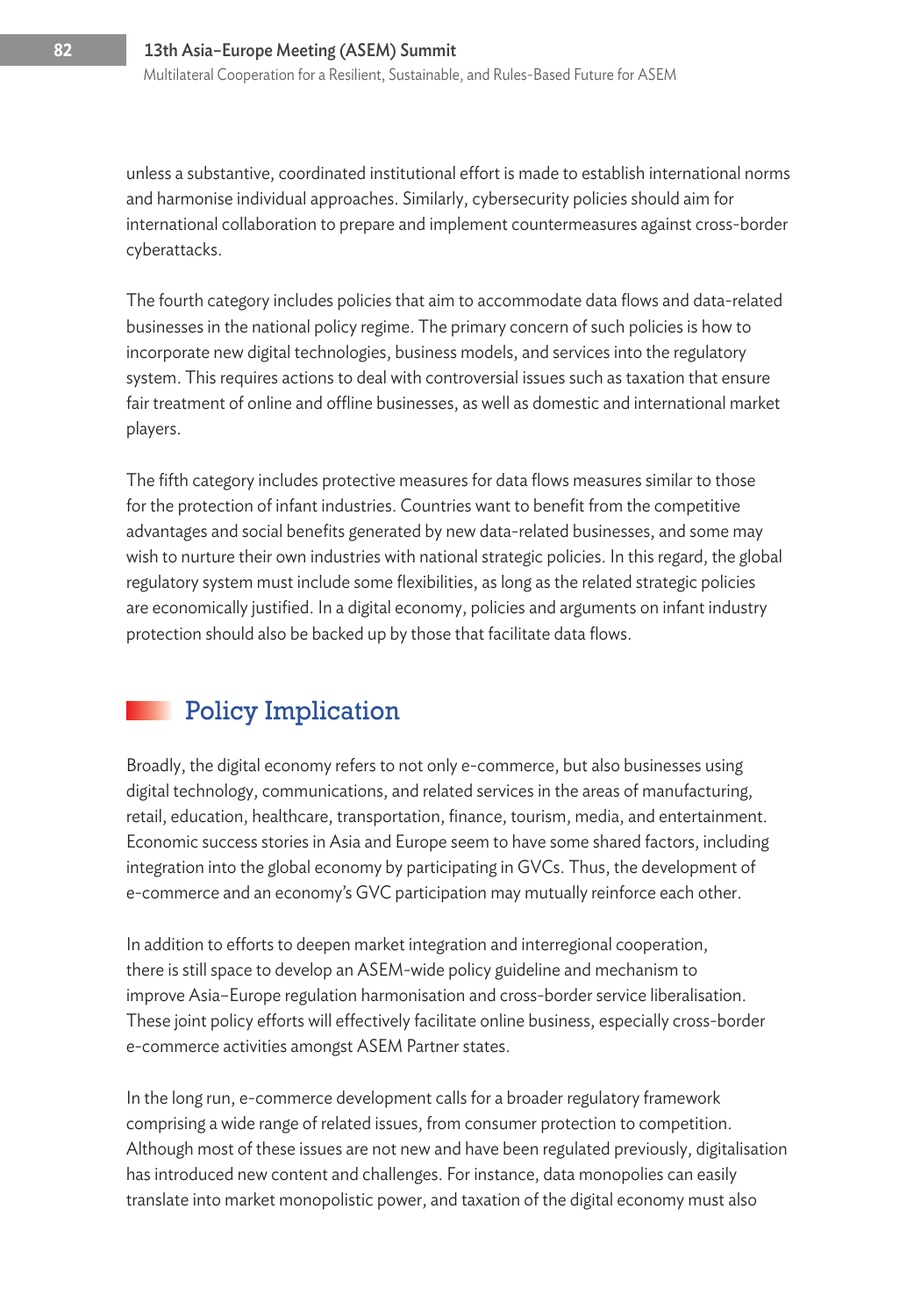unless a substantive, coordinated institutional effort is made to establish international norms and harmonise individual approaches. Similarly, cybersecurity policies should aim for international collaboration to prepare and implement countermeasures against cross-border cyberattacks.

The fourth category includes policies that aim to accommodate data flows and data-related businesses in the national policy regime. The primary concern of such policies is how to incorporate new digital technologies, business models, and services into the regulatory system. This requires actions to deal with controversial issues such as taxation that ensure fair treatment of online and offline businesses, as well as domestic and international market players.

The fifth category includes protective measures for data flows measures similar to those for the protection of infant industries. Countries want to benefit from the competitive advantages and social benefits generated by new data-related businesses, and some may wish to nurture their own industries with national strategic policies. In this regard, the global regulatory system must include some flexibilities, as long as the related strategic policies are economically justified. In a digital economy, policies and arguments on infant industry protection should also be backed up by those that facilitate data flows.

## Policy Implication

Broadly, the digital economy refers to not only e-commerce, but also businesses using digital technology, communications, and related services in the areas of manufacturing, retail, education, healthcare, transportation, finance, tourism, media, and entertainment. Economic success stories in Asia and Europe seem to have some shared factors, including integration into the global economy by participating in GVCs. Thus, the development of e-commerce and an economy's GVC participation may mutually reinforce each other.

In addition to efforts to deepen market integration and interregional cooperation, there is still space to develop an ASEM-wide policy guideline and mechanism to improve Asia–Europe regulation harmonisation and cross-border service liberalisation. These joint policy efforts will effectively facilitate online business, especially cross-border e-commerce activities amongst ASEM Partner states.

In the long run, e-commerce development calls for a broader regulatory framework comprising a wide range of related issues, from consumer protection to competition. Although most of these issues are not new and have been regulated previously, digitalisation has introduced new content and challenges. For instance, data monopolies can easily translate into market monopolistic power, and taxation of the digital economy must also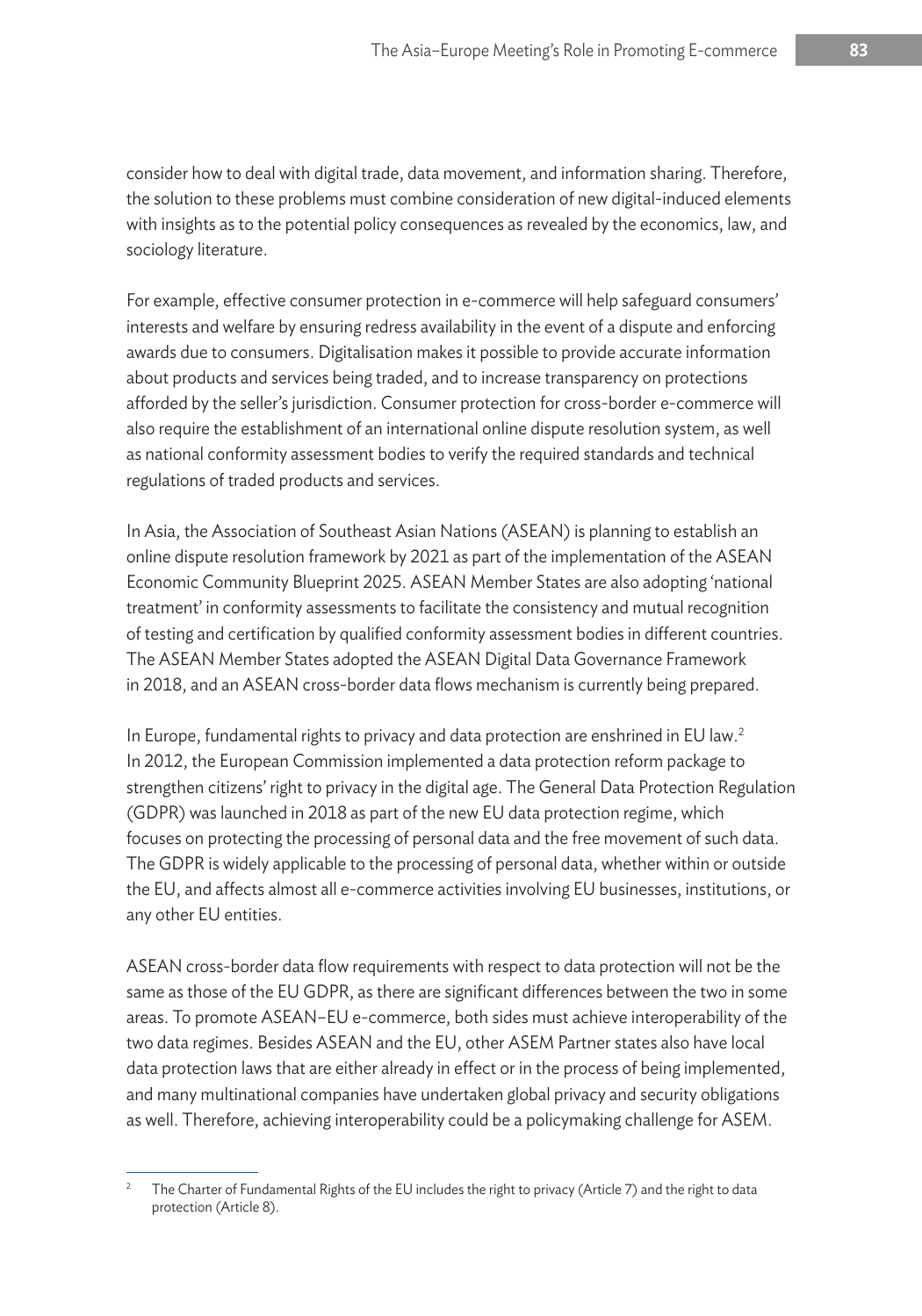consider how to deal with digital trade, data movement, and information sharing. Therefore, the solution to these problems must combine consideration of new digital-induced elements with insights as to the potential policy consequences as revealed by the economics, law, and sociology literature.

For example, effective consumer protection in e-commerce will help safeguard consumers' interests and welfare by ensuring redress availability in the event of a dispute and enforcing awards due to consumers. Digitalisation makes it possible to provide accurate information about products and services being traded, and to increase transparency on protections afforded by the seller's jurisdiction. Consumer protection for cross-border e-commerce will also require the establishment of an international online dispute resolution system, as well as national conformity assessment bodies to verify the required standards and technical regulations of traded products and services.

In Asia, the Association of Southeast Asian Nations (ASEAN) is planning to establish an online dispute resolution framework by 2021 as part of the implementation of the ASEAN Economic Community Blueprint 2025. ASEAN Member States are also adopting 'national treatment' in conformity assessments to facilitate the consistency and mutual recognition of testing and certification by qualified conformity assessment bodies in different countries. The ASEAN Member States adopted the ASEAN Digital Data Governance Framework in 2018, and an ASEAN cross-border data flows mechanism is currently being prepared.

In Europe, fundamental rights to privacy and data protection are enshrined in EU law.[2] In 2012, the European Commission implemented a data protection reform package to strengthen citizens' right to privacy in the digital age. The General Data Protection Regulation (GDPR) was launched in 2018 as part of the new EU data protection regime, which focuses on protecting the processing of personal data and the free movement of such data. The GDPR is widely applicable to the processing of personal data, whether within or outside the EU, and affects almost all e-commerce activities involving EU businesses, institutions, or any other EU entities.

ASEAN cross-border data flow requirements with respect to data protection will not be the same as those of the EU GDPR, as there are significant differences between the two in some areas. To promote ASEAN–EU e-commerce, both sides must achieve interoperability of the two data regimes. Besides ASEAN and the EU, other ASEM Partner states also have local data protection laws that are either already in effect or in the process of being implemented, and many multinational companies have undertaken global privacy and security obligations as well. Therefore, achieving interoperability could be a policymaking challenge for ASEM.

---

[2] The Charter of Fundamental Rights of the EU includes the right to privacy (Article 7) and the right to data protection (Article 8).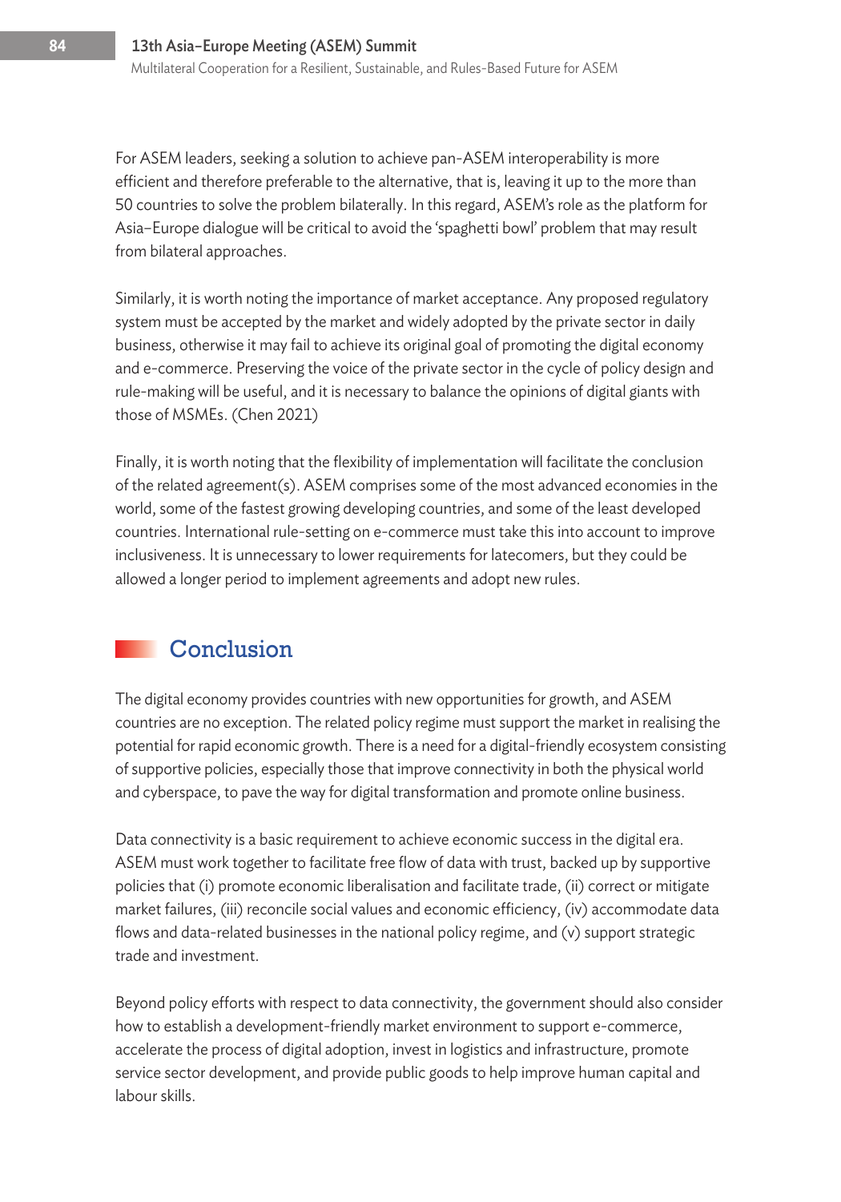For ASEM leaders, seeking a solution to achieve pan-ASEM interoperability is more efficient and therefore preferable to the alternative, that is, leaving it up to the more than 50 countries to solve the problem bilaterally. In this regard, ASEM's role as the platform for Asia–Europe dialogue will be critical to avoid the 'spaghetti bowl' problem that may result from bilateral approaches.

Similarly, it is worth noting the importance of market acceptance. Any proposed regulatory system must be accepted by the market and widely adopted by the private sector in daily business, otherwise it may fail to achieve its original goal of promoting the digital economy and e-commerce. Preserving the voice of the private sector in the cycle of policy design and rule-making will be useful, and it is necessary to balance the opinions of digital giants with those of MSMEs. (Chen 2021)

Finally, it is worth noting that the flexibility of implementation will facilitate the conclusion of the related agreement(s). ASEM comprises some of the most advanced economies in the world, some of the fastest growing developing countries, and some of the least developed countries. International rule-setting on e-commerce must take this into account to improve inclusiveness. It is unnecessary to lower requirements for latecomers, but they could be allowed a longer period to implement agreements and adopt new rules.

## Conclusion

The digital economy provides countries with new opportunities for growth, and ASEM countries are no exception. The related policy regime must support the market in realising the potential for rapid economic growth. There is a need for a digital-friendly ecosystem consisting of supportive policies, especially those that improve connectivity in both the physical world and cyberspace, to pave the way for digital transformation and promote online business.

Data connectivity is a basic requirement to achieve economic success in the digital era. ASEM must work together to facilitate free flow of data with trust, backed up by supportive policies that (i) promote economic liberalisation and facilitate trade, (ii) correct or mitigate market failures, (iii) reconcile social values and economic efficiency, (iv) accommodate data flows and data-related businesses in the national policy regime, and (v) support strategic trade and investment.

Beyond policy efforts with respect to data connectivity, the government should also consider how to establish a development-friendly market environment to support e-commerce, accelerate the process of digital adoption, invest in logistics and infrastructure, promote service sector development, and provide public goods to help improve human capital and labour skills.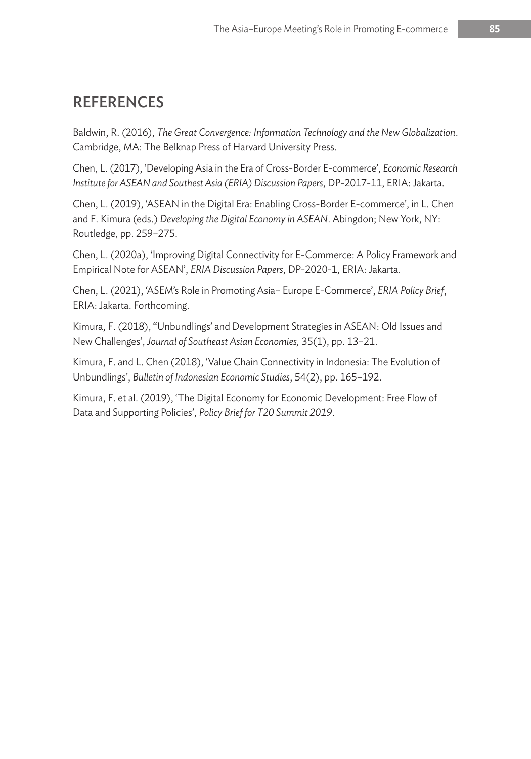## REFERENCES

Baldwin, R. (2016), *The Great Convergence: Information Technology and the New Globalization*. Cambridge, MA: The Belknap Press of Harvard University Press.

Chen, L. (2017), 'Developing Asia in the Era of Cross-Border E-commerce', *Economic Research Institute for ASEAN and Southest Asia (ERIA) Discussion Papers*, DP-2017-11, ERIA: Jakarta.

Chen, L. (2019), 'ASEAN in the Digital Era: Enabling Cross-Border E-commerce', in L. Chen and F. Kimura (eds.) *Developing the Digital Economy in ASEAN*. Abingdon; New York, NY: Routledge, pp. 259–275.

Chen, L. (2020a), 'Improving Digital Connectivity for E-Commerce: A Policy Framework and Empirical Note for ASEAN', *ERIA Discussion Papers*, DP-2020-1, ERIA: Jakarta.

Chen, L. (2021), 'ASEM's Role in Promoting Asia– Europe E-Commerce', *ERIA Policy Brief*, ERIA: Jakarta. Forthcoming.

Kimura, F. (2018), ''Unbundlings' and Development Strategies in ASEAN: Old Issues and New Challenges', *Journal of Southeast Asian Economies,* 35(1), pp. 13–21.

Kimura, F. and L. Chen (2018), 'Value Chain Connectivity in Indonesia: The Evolution of Unbundlings', *Bulletin of Indonesian Economic Studies*, 54(2), pp. 165–192.

Kimura, F. et al. (2019), 'The Digital Economy for Economic Development: Free Flow of Data and Supporting Policies', *Policy Brief for T20 Summit 2019*.